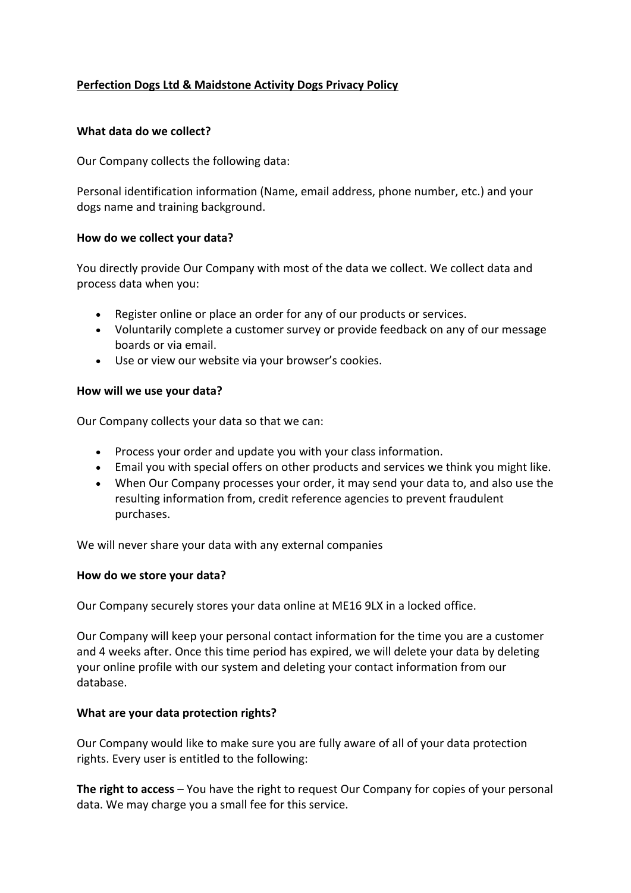# Perfection Dogs Ltd & Maidstone Activity Dogs Privacy Policy

## What data do we collect?

Our Company collects the following data:

Personal identification information (Name, email address, phone number, etc.) and your dogs name and training background.

## How do we collect your data?

You directly provide Our Company with most of the data we collect. We collect data and process data when you:

- Register online or place an order for any of our products or services.
- Voluntarily complete a customer survey or provide feedback on any of our message boards or via email.
- Use or view our website via your browser's cookies.

## How will we use your data?

Our Company collects your data so that we can:

- Process your order and update you with your class information.
- Email you with special offers on other products and services we think you might like.
- When Our Company processes your order, it may send your data to, and also use the resulting information from, credit reference agencies to prevent fraudulent purchases.

We will never share your data with any external companies

## How do we store your data?

Our Company securely stores your data online at ME16 9LX in a locked office.

Our Company will keep your personal contact information for the time you are a customer and 4 weeks after. Once this time period has expired, we will delete your data by deleting your online profile with our system and deleting your contact information from our database.

## What are your data protection rights?

Our Company would like to make sure you are fully aware of all of your data protection rights. Every user is entitled to the following:

**The right to access** – You have the right to request Our Company for copies of your personal data. We may charge you a small fee for this service.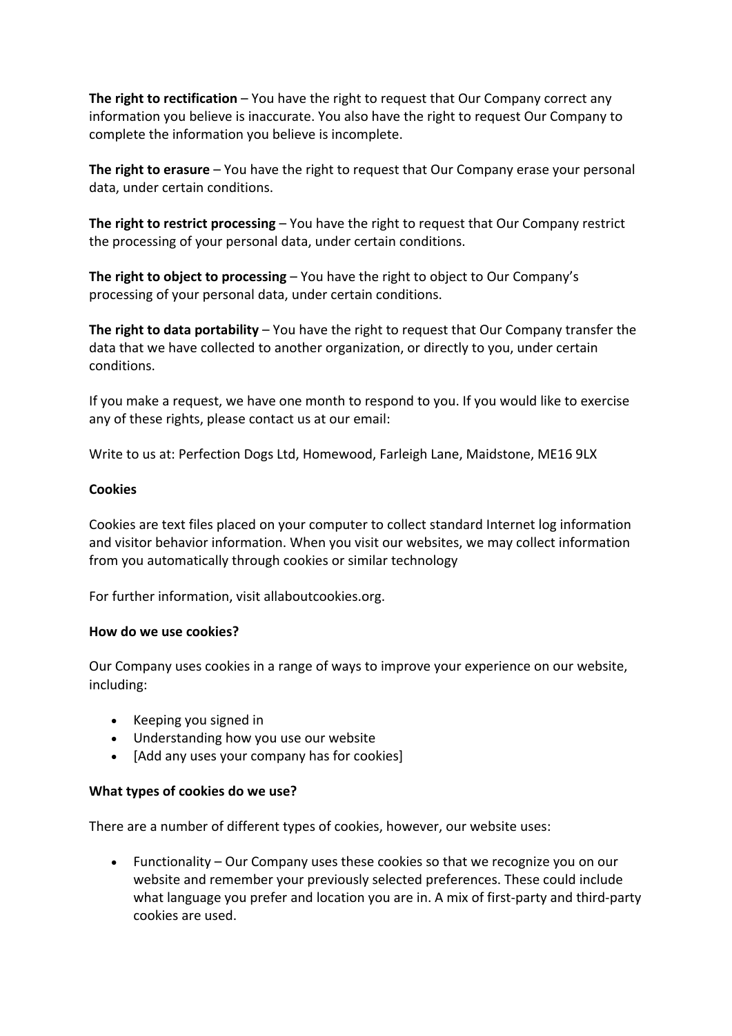**The right to rectification** – You have the right to request that Our Company correct any information you believe is inaccurate. You also have the right to request Our Company to complete the information you believe is incomplete.

**The right to erasure** – You have the right to request that Our Company erase your personal data, under certain conditions.

**The right to restrict processing** – You have the right to request that Our Company restrict the processing of your personal data, under certain conditions.

**The right to object to processing** – You have the right to object to Our Company's processing of your personal data, under certain conditions.

**The right to data portability** – You have the right to request that Our Company transfer the data that we have collected to another organization, or directly to you, under certain conditions.

If you make a request, we have one month to respond to you. If you would like to exercise any of these rights, please contact us at our email:

Write to us at: Perfection Dogs Ltd, Homewood, Farleigh Lane, Maidstone, ME16 9LX

**Cookies**

Cookies are text files placed on your computer to collect standard Internet log information and visitor behavior information. When you visit our websites, we may collect information from you automatically through cookies or similar technology

For further information, visit allaboutcookies.org.

**How do we use cookies?**

Our Company uses cookies in a range of ways to improve your experience on our website, including:

- Keeping you signed in
- Understanding how you use our website
- [Add any uses your company has for cookies]

**What types of cookies do we use?**

There are a number of different types of cookies, however, our website uses:

- Functionality – Our Company uses these cookies so that we recognize you on our website and remember your previously selected preferences. These could include what language you prefer and location you are in. A mix of first-party and third-party cookies are used.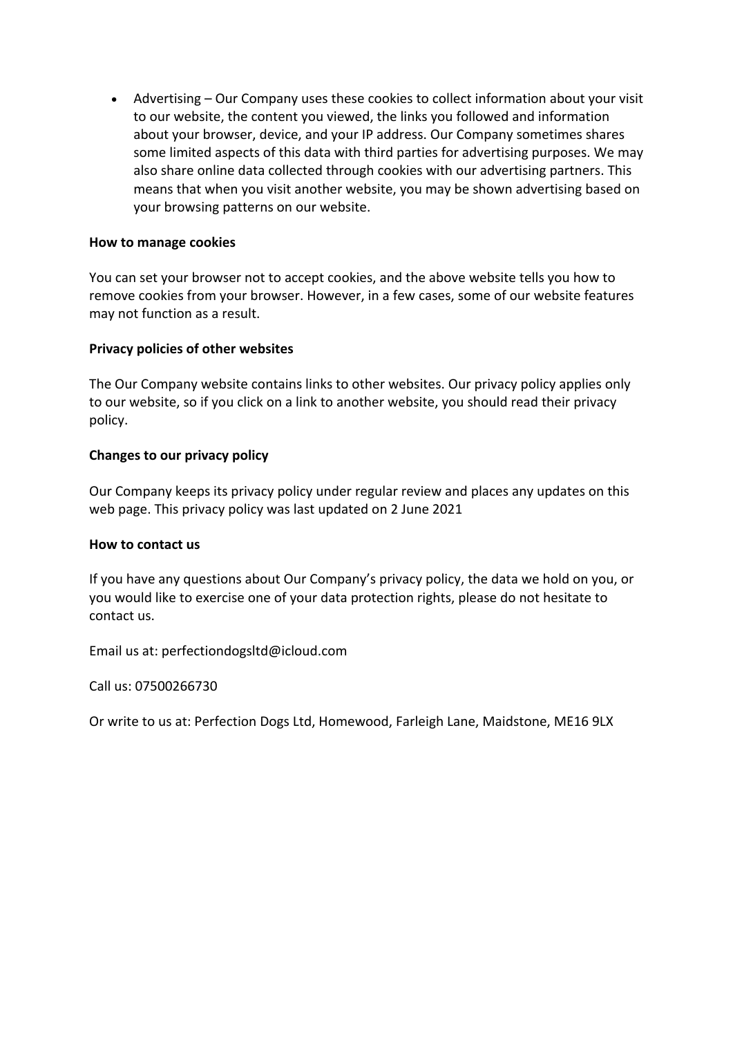- Advertising – Our Company uses these cookies to collect information about your visit to our website, the content you viewed, the links you followed and information about your browser, device, and your IP address. Our Company sometimes shares some limited aspects of this data with third parties for advertising purposes. We may also share online data collected through cookies with our advertising partners. This means that when you visit another website, you may be shown advertising based on your browsing patterns on our website.

**How to manage cookies**

You can set your browser not to accept cookies, and the above website tells you how to remove cookies from your browser. However, in a few cases, some of our website features may not function as a result.

**Privacy policies of other websites**

The Our Company website contains links to other websites. Our privacy policy applies only to our website, so if you click on a link to another website, you should read their privacy policy.

**Changes to our privacy policy**

Our Company keeps its privacy policy under regular review and places any updates on this web page. This privacy policy was last updated on 2 June 2021

**How to contact us**

If you have any questions about Our Company's privacy policy, the data we hold on you, or you would like to exercise one of your data protection rights, please do not hesitate to contact us.

Email us at: perfectiondogsltd@icloud.com

Call us: 07500266730

Or write to us at: Perfection Dogs Ltd, Homewood, Farleigh Lane, Maidstone, ME16 9LX